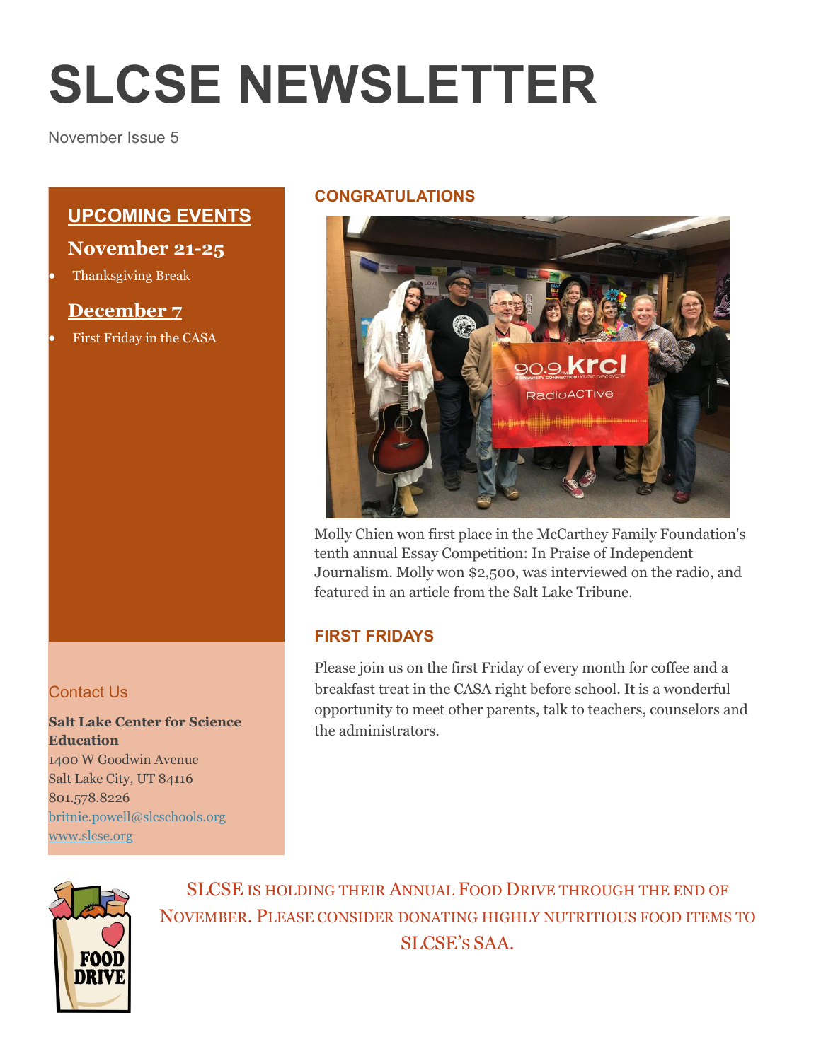# SLCSE NEWSLETTER

November Issue 5

## UPCOMING EVENTS

### November 21-25

- Thanksgiving Break

### December 7

- First Friday in the CASA

### Contact Us

**Salt Lake Center for Science Education**
1400 W Goodwin Avenue
Salt Lake City, UT 84116
801.578.8226
britnie.powell@slcschools.org
www.slcse.org

## CONGRATULATIONS

Molly Chien won first place in the McCarthey Family Foundation's tenth annual Essay Competition: In Praise of Independent Journalism. Molly won $2,500, was interviewed on the radio, and featured in an article from the Salt Lake Tribune.

## FIRST FRIDAYS

Please join us on the first Friday of every month for coffee and a breakfast treat in the CASA right before school. It is a wonderful opportunity to meet other parents, talk to teachers, counselors and the administrators.

SLCSE is holding their Annual Food Drive through the end of November. Please consider donating highly nutritious food items to SLCSE's SAA.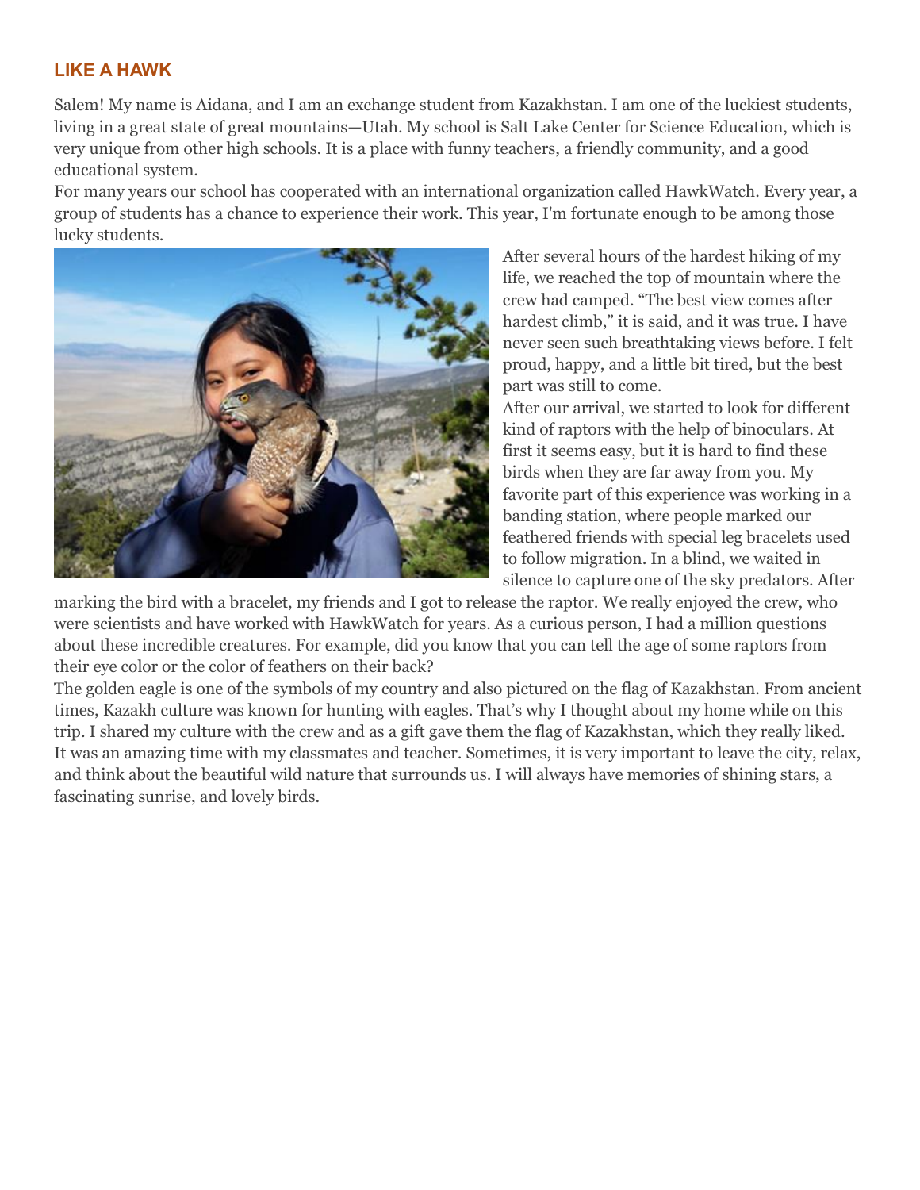## LIKE A HAWK

Salem! My name is Aidana, and I am an exchange student from Kazakhstan. I am one of the luckiest students, living in a great state of great mountains—Utah. My school is Salt Lake Center for Science Education, which is very unique from other high schools. It is a place with funny teachers, a friendly community, and a good educational system.

For many years our school has cooperated with an international organization called HawkWatch. Every year, a group of students has a chance to experience their work. This year, I'm fortunate enough to be among those lucky students.

After several hours of the hardest hiking of my life, we reached the top of mountain where the crew had camped. "The best view comes after hardest climb," it is said, and it was true. I have never seen such breathtaking views before. I felt proud, happy, and a little bit tired, but the best part was still to come.

After our arrival, we started to look for different kind of raptors with the help of binoculars. At first it seems easy, but it is hard to find these birds when they are far away from you. My favorite part of this experience was working in a banding station, where people marked our feathered friends with special leg bracelets used to follow migration. In a blind, we waited in silence to capture one of the sky predators. After marking the bird with a bracelet, my friends and I got to release the raptor. We really enjoyed the crew, who were scientists and have worked with HawkWatch for years. As a curious person, I had a million questions about these incredible creatures. For example, did you know that you can tell the age of some raptors from their eye color or the color of feathers on their back?

The golden eagle is one of the symbols of my country and also pictured on the flag of Kazakhstan. From ancient times, Kazakh culture was known for hunting with eagles. That's why I thought about my home while on this trip. I shared my culture with the crew and as a gift gave them the flag of Kazakhstan, which they really liked.

It was an amazing time with my classmates and teacher. Sometimes, it is very important to leave the city, relax, and think about the beautiful wild nature that surrounds us. I will always have memories of shining stars, a fascinating sunrise, and lovely birds.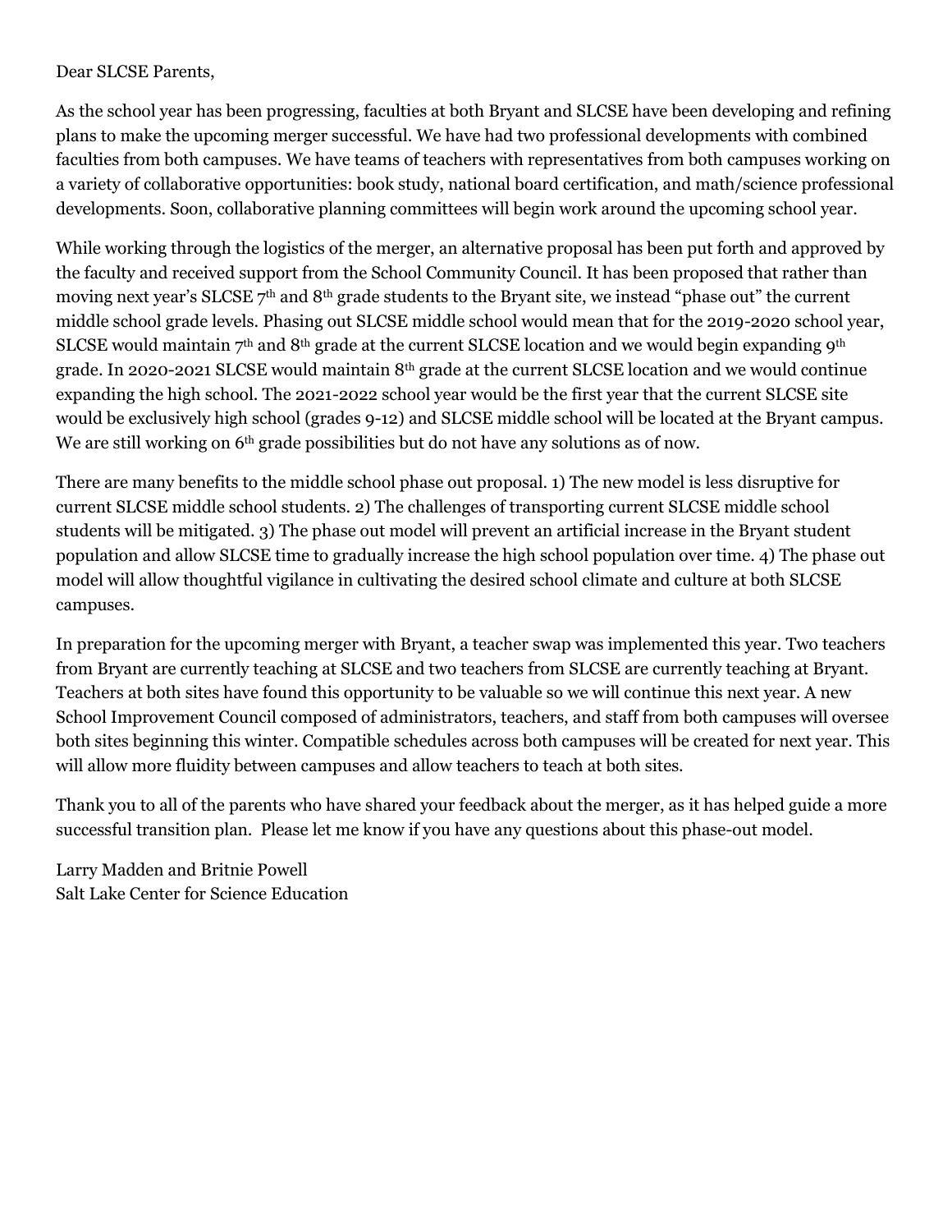Dear SLCSE Parents,

As the school year has been progressing, faculties at both Bryant and SLCSE have been developing and refining plans to make the upcoming merger successful. We have had two professional developments with combined faculties from both campuses. We have teams of teachers with representatives from both campuses working on a variety of collaborative opportunities: book study, national board certification, and math/science professional developments. Soon, collaborative planning committees will begin work around the upcoming school year.

While working through the logistics of the merger, an alternative proposal has been put forth and approved by the faculty and received support from the School Community Council. It has been proposed that rather than moving next year's SLCSE 7th and 8th grade students to the Bryant site, we instead "phase out" the current middle school grade levels. Phasing out SLCSE middle school would mean that for the 2019-2020 school year, SLCSE would maintain 7th and 8th grade at the current SLCSE location and we would begin expanding 9th grade. In 2020-2021 SLCSE would maintain 8th grade at the current SLCSE location and we would continue expanding the high school. The 2021-2022 school year would be the first year that the current SLCSE site would be exclusively high school (grades 9-12) and SLCSE middle school will be located at the Bryant campus. We are still working on 6th grade possibilities but do not have any solutions as of now.

There are many benefits to the middle school phase out proposal. 1) The new model is less disruptive for current SLCSE middle school students. 2) The challenges of transporting current SLCSE middle school students will be mitigated. 3) The phase out model will prevent an artificial increase in the Bryant student population and allow SLCSE time to gradually increase the high school population over time. 4) The phase out model will allow thoughtful vigilance in cultivating the desired school climate and culture at both SLCSE campuses.

In preparation for the upcoming merger with Bryant, a teacher swap was implemented this year. Two teachers from Bryant are currently teaching at SLCSE and two teachers from SLCSE are currently teaching at Bryant. Teachers at both sites have found this opportunity to be valuable so we will continue this next year. A new School Improvement Council composed of administrators, teachers, and staff from both campuses will oversee both sites beginning this winter. Compatible schedules across both campuses will be created for next year. This will allow more fluidity between campuses and allow teachers to teach at both sites.

Thank you to all of the parents who have shared your feedback about the merger, as it has helped guide a more successful transition plan. Please let me know if you have any questions about this phase-out model.

Larry Madden and Britnie Powell  
Salt Lake Center for Science Education